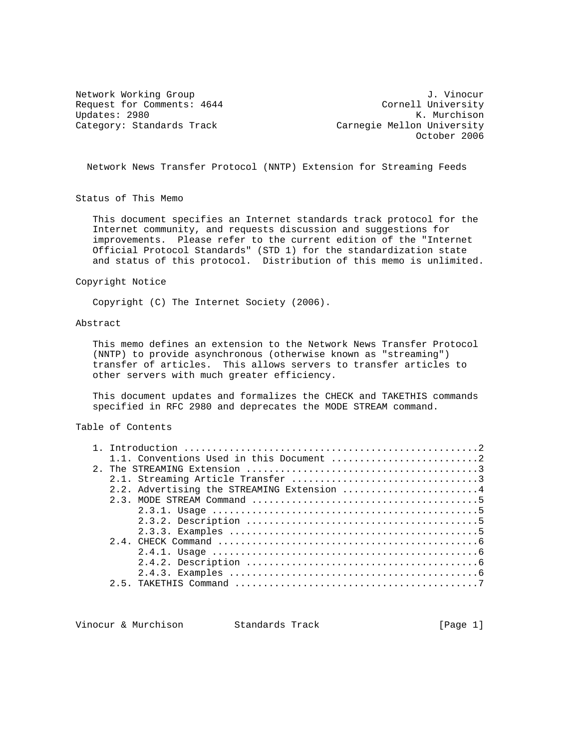Network Working Group J. Vinocur
Request for Comments: 4644 Cornell University
Updates: 2980 K. Murchison
Category: Standards Track Carnegie Mellon University
October 2006

# Network News Transfer Protocol (NNTP) Extension for Streaming Feeds

## Status of This Memo

This document specifies an Internet standards track protocol for the Internet community, and requests discussion and suggestions for improvements. Please refer to the current edition of the "Internet Official Protocol Standards" (STD 1) for the standardization state and status of this protocol. Distribution of this memo is unlimited.

## Copyright Notice

Copyright (C) The Internet Society (2006).

## Abstract

This memo defines an extension to the Network News Transfer Protocol (NNTP) to provide asynchronous (otherwise known as "streaming") transfer of articles. This allows servers to transfer articles to other servers with much greater efficiency.

This document updates and formalizes the CHECK and TAKETHIS commands specified in RFC 2980 and deprecates the MODE STREAM command.

## Table of Contents

```
1. Introduction ....................................................2
   1.1. Conventions Used in this Document ..........................2
2. The STREAMING Extension .........................................3
   2.1. Streaming Article Transfer .................................3
   2.2. Advertising the STREAMING Extension ........................4
   2.3. MODE STREAM Command ........................................5
        2.3.1. Usage ...............................................5
        2.3.2. Description .........................................5
        2.3.3. Examples ............................................5
   2.4. CHECK Command ..............................................6
        2.4.1. Usage ...............................................6
        2.4.2. Description .........................................6
        2.4.3. Examples ............................................6
   2.5. TAKETHIS Command ...........................................7
```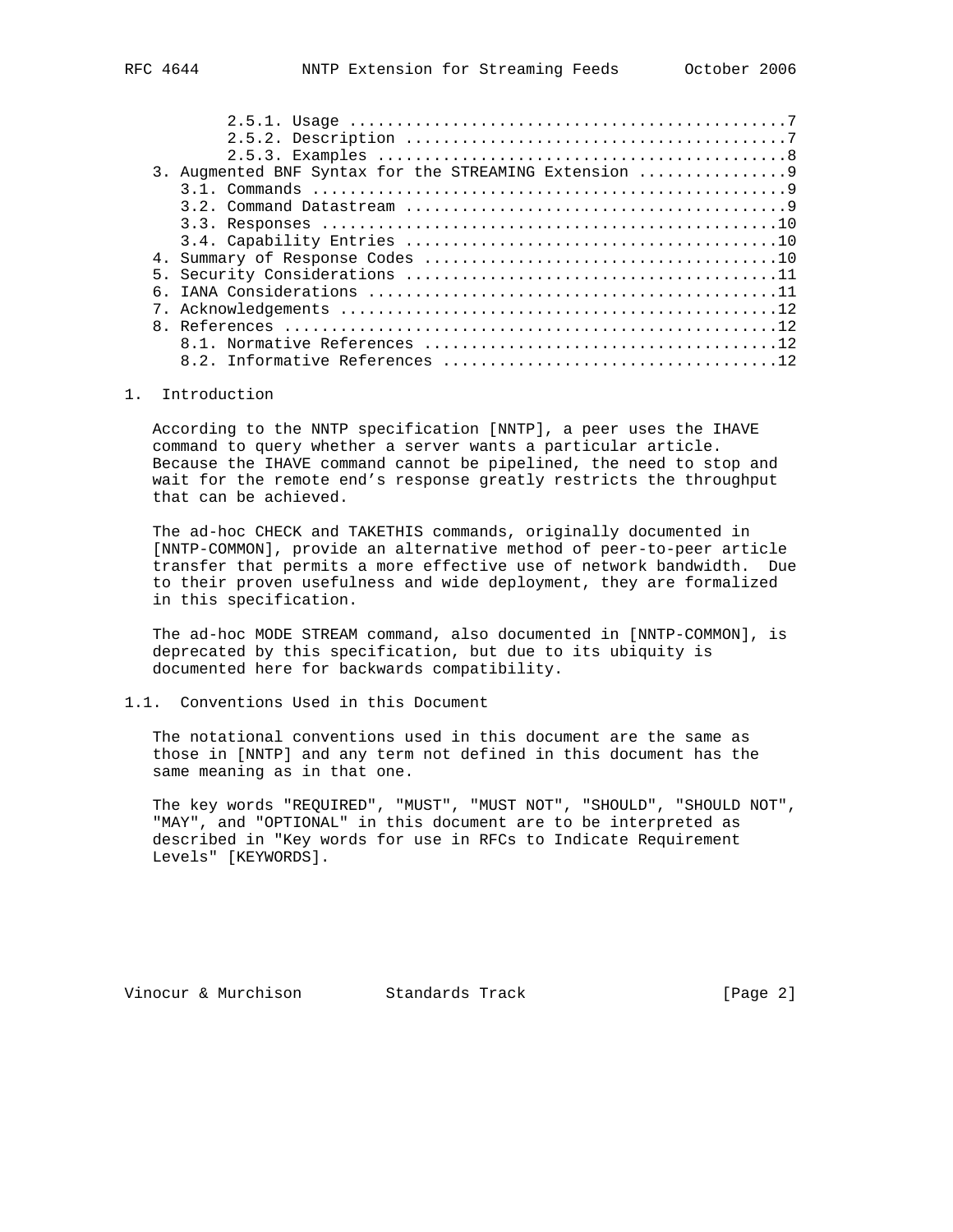2.5.1. Usage ..............................................7
      2.5.2. Description ........................................7
      2.5.3. Examples ...........................................8
   3. Augmented BNF Syntax for the STREAMING Extension ................9
      3.1. Commands ...................................................9
      3.2. Command Datastream .........................................9
      3.3. Responses .................................................10
      3.4. Capability Entries ........................................10
   4. Summary of Response Codes ......................................10
   5. Security Considerations ........................................11
   6. IANA Considerations ............................................11
   7. Acknowledgements ...............................................12
   8. References .....................................................12
      8.1. Normative References ......................................12
      8.2. Informative References ....................................12

# 1. Introduction

According to the NNTP specification [NNTP], a peer uses the IHAVE command to query whether a server wants a particular article. Because the IHAVE command cannot be pipelined, the need to stop and wait for the remote end's response greatly restricts the throughput that can be achieved.

The ad-hoc CHECK and TAKETHIS commands, originally documented in [NNTP-COMMON], provide an alternative method of peer-to-peer article transfer that permits a more effective use of network bandwidth. Due to their proven usefulness and wide deployment, they are formalized in this specification.

The ad-hoc MODE STREAM command, also documented in [NNTP-COMMON], is deprecated by this specification, but due to its ubiquity is documented here for backwards compatibility.

## 1.1. Conventions Used in this Document

The notational conventions used in this document are the same as those in [NNTP] and any term not defined in this document has the same meaning as in that one.

The key words "REQUIRED", "MUST", "MUST NOT", "SHOULD", "SHOULD NOT", "MAY", and "OPTIONAL" in this document are to be interpreted as described in "Key words for use in RFCs to Indicate Requirement Levels" [KEYWORDS].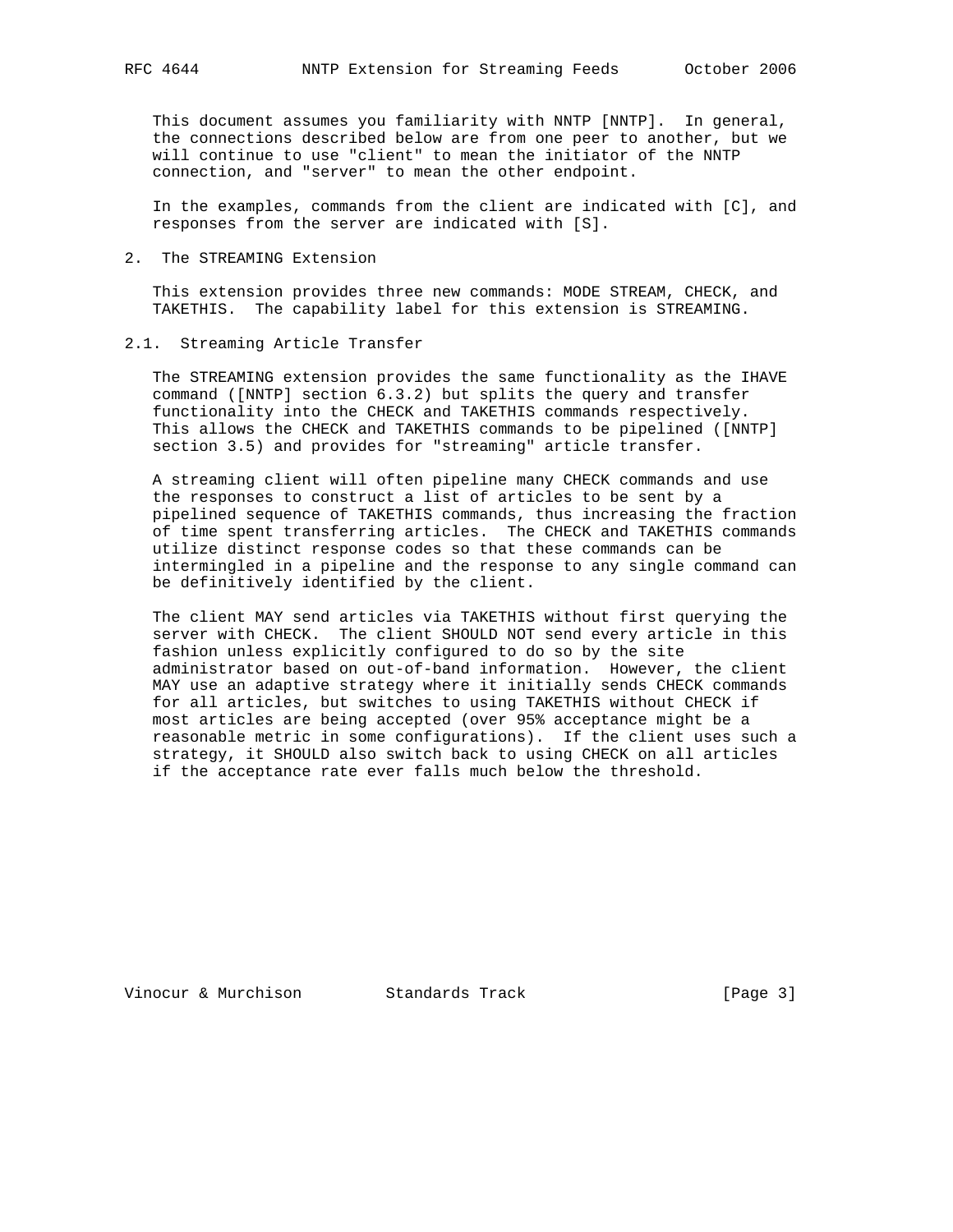This document assumes you familiarity with NNTP [NNTP]. In general, the connections described below are from one peer to another, but we will continue to use "client" to mean the initiator of the NNTP connection, and "server" to mean the other endpoint.

In the examples, commands from the client are indicated with [C], and responses from the server are indicated with [S].

## 2. The STREAMING Extension

This extension provides three new commands: MODE STREAM, CHECK, and TAKETHIS. The capability label for this extension is STREAMING.

### 2.1. Streaming Article Transfer

The STREAMING extension provides the same functionality as the IHAVE command ([NNTP] section 6.3.2) but splits the query and transfer functionality into the CHECK and TAKETHIS commands respectively. This allows the CHECK and TAKETHIS commands to be pipelined ([NNTP] section 3.5) and provides for "streaming" article transfer.

A streaming client will often pipeline many CHECK commands and use the responses to construct a list of articles to be sent by a pipelined sequence of TAKETHIS commands, thus increasing the fraction of time spent transferring articles. The CHECK and TAKETHIS commands utilize distinct response codes so that these commands can be intermingled in a pipeline and the response to any single command can be definitively identified by the client.

The client MAY send articles via TAKETHIS without first querying the server with CHECK. The client SHOULD NOT send every article in this fashion unless explicitly configured to do so by the site administrator based on out-of-band information. However, the client MAY use an adaptive strategy where it initially sends CHECK commands for all articles, but switches to using TAKETHIS without CHECK if most articles are being accepted (over 95% acceptance might be a reasonable metric in some configurations). If the client uses such a strategy, it SHOULD also switch back to using CHECK on all articles if the acceptance rate ever falls much below the threshold.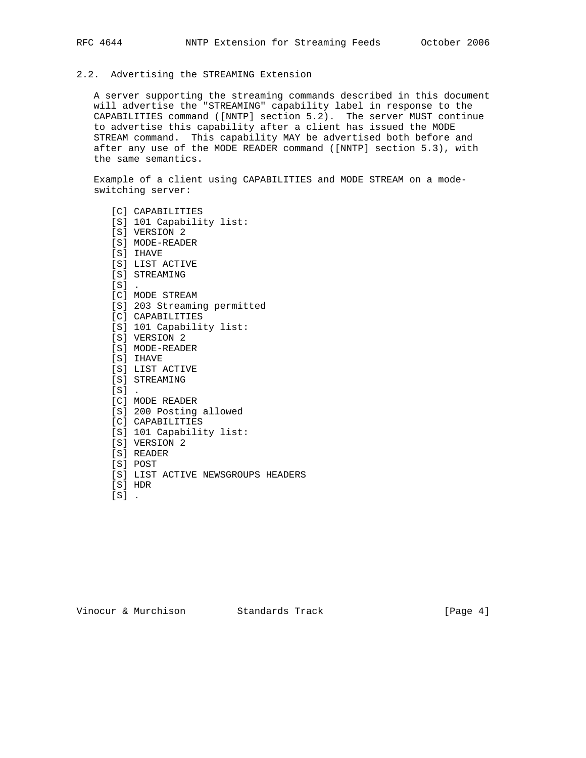## 2.2. Advertising the STREAMING Extension

A server supporting the streaming commands described in this document will advertise the "STREAMING" capability label in response to the CAPABILITIES command ([NNTP] section 5.2). The server MUST continue to advertise this capability after a client has issued the MODE STREAM command. This capability MAY be advertised both before and after any use of the MODE READER command ([NNTP] section 5.3), with the same semantics.

Example of a client using CAPABILITIES and MODE STREAM on a mode-switching server:

```
[C] CAPABILITIES
[S] 101 Capability list:
[S] VERSION 2
[S] MODE-READER
[S] IHAVE
[S] LIST ACTIVE
[S] STREAMING
[S] .
[C] MODE STREAM
[S] 203 Streaming permitted
[C] CAPABILITIES
[S] 101 Capability list:
[S] VERSION 2
[S] MODE-READER
[S] IHAVE
[S] LIST ACTIVE
[S] STREAMING
[S] .
[C] MODE READER
[S] 200 Posting allowed
[C] CAPABILITIES
[S] 101 Capability list:
[S] VERSION 2
[S] READER
[S] POST
[S] LIST ACTIVE NEWSGROUPS HEADERS
[S] HDR
[S] .
```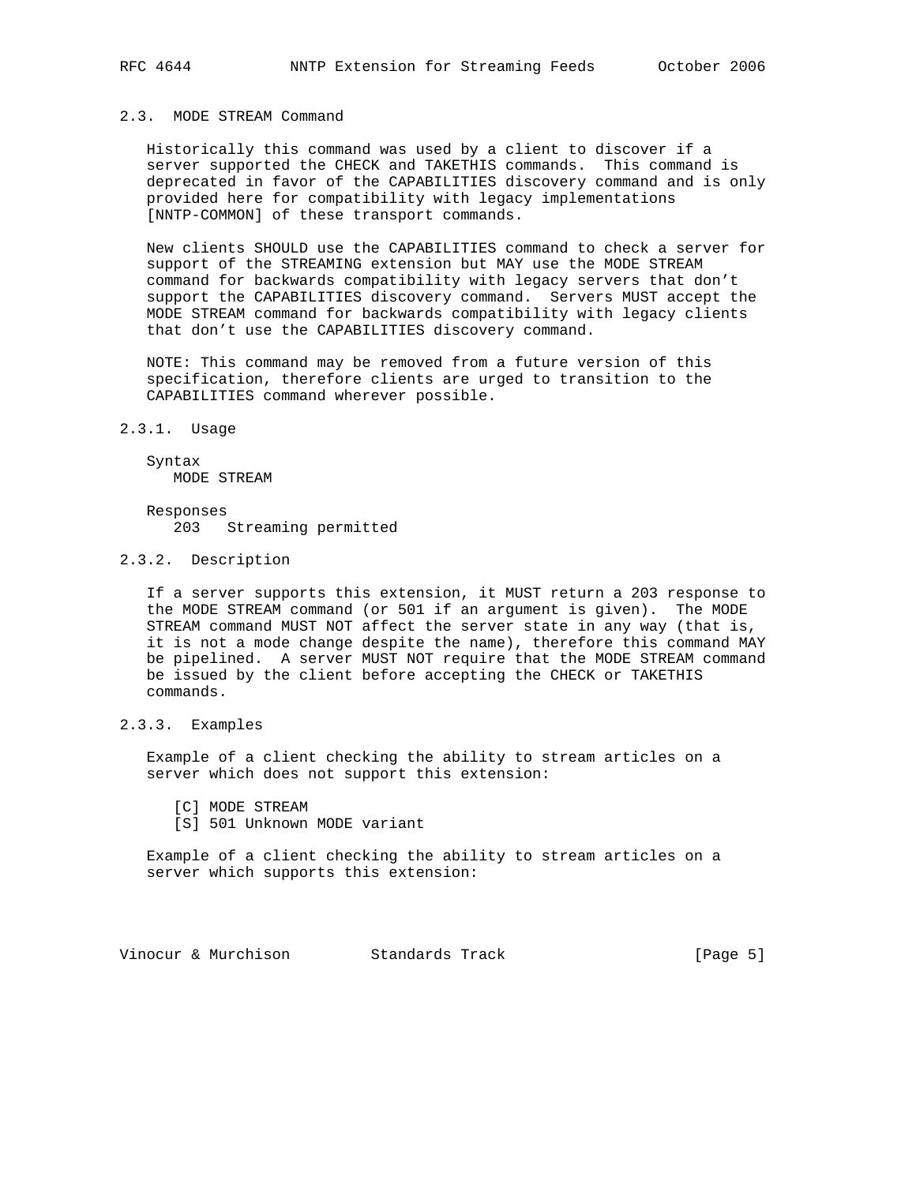### 2.3. MODE STREAM Command

Historically this command was used by a client to discover if a server supported the CHECK and TAKETHIS commands. This command is deprecated in favor of the CAPABILITIES discovery command and is only provided here for compatibility with legacy implementations [NNTP-COMMON] of these transport commands.

New clients SHOULD use the CAPABILITIES command to check a server for support of the STREAMING extension but MAY use the MODE STREAM command for backwards compatibility with legacy servers that don't support the CAPABILITIES discovery command. Servers MUST accept the MODE STREAM command for backwards compatibility with legacy clients that don't use the CAPABILITIES discovery command.

NOTE: This command may be removed from a future version of this specification, therefore clients are urged to transition to the CAPABILITIES command wherever possible.

#### 2.3.1. Usage

Syntax

```
MODE STREAM
```

Responses

```
203   Streaming permitted
```

#### 2.3.2. Description

If a server supports this extension, it MUST return a 203 response to the MODE STREAM command (or 501 if an argument is given). The MODE STREAM command MUST NOT affect the server state in any way (that is, it is not a mode change despite the name), therefore this command MAY be pipelined. A server MUST NOT require that the MODE STREAM command be issued by the client before accepting the CHECK or TAKETHIS commands.

#### 2.3.3. Examples

Example of a client checking the ability to stream articles on a server which does not support this extension:

```
[C] MODE STREAM
[S] 501 Unknown MODE variant
```

Example of a client checking the ability to stream articles on a server which supports this extension: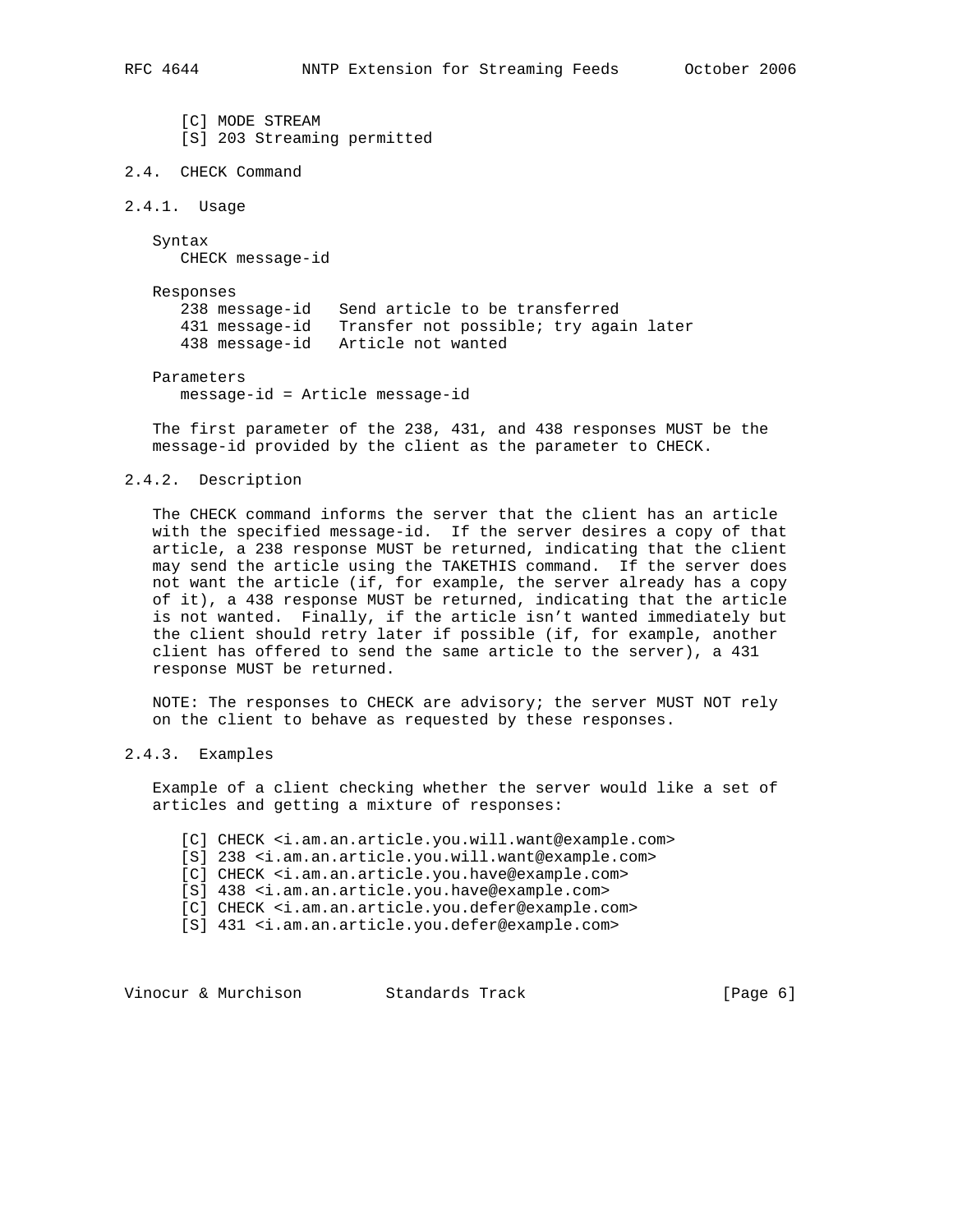```
[C] MODE STREAM
[S] 203 Streaming permitted
```

### 2.4. CHECK Command

#### 2.4.1. Usage

Syntax

```
CHECK message-id
```

Responses

```
238 message-id   Send article to be transferred
431 message-id   Transfer not possible; try again later
438 message-id   Article not wanted
```

Parameters

```
message-id = Article message-id
```

The first parameter of the 238, 431, and 438 responses MUST be the message-id provided by the client as the parameter to CHECK.

#### 2.4.2. Description

The CHECK command informs the server that the client has an article with the specified message-id. If the server desires a copy of that article, a 238 response MUST be returned, indicating that the client may send the article using the TAKETHIS command. If the server does not want the article (if, for example, the server already has a copy of it), a 438 response MUST be returned, indicating that the article is not wanted. Finally, if the article isn't wanted immediately but the client should retry later if possible (if, for example, another client has offered to send the same article to the server), a 431 response MUST be returned.

NOTE: The responses to CHECK are advisory; the server MUST NOT rely on the client to behave as requested by these responses.

#### 2.4.3. Examples

Example of a client checking whether the server would like a set of articles and getting a mixture of responses:

```
[C] CHECK <i.am.an.article.you.will.want@example.com>
[S] 238 <i.am.an.article.you.will.want@example.com>
[C] CHECK <i.am.an.article.you.have@example.com>
[S] 438 <i.am.an.article.you.have@example.com>
[C] CHECK <i.am.an.article.you.defer@example.com>
[S] 431 <i.am.an.article.you.defer@example.com>
```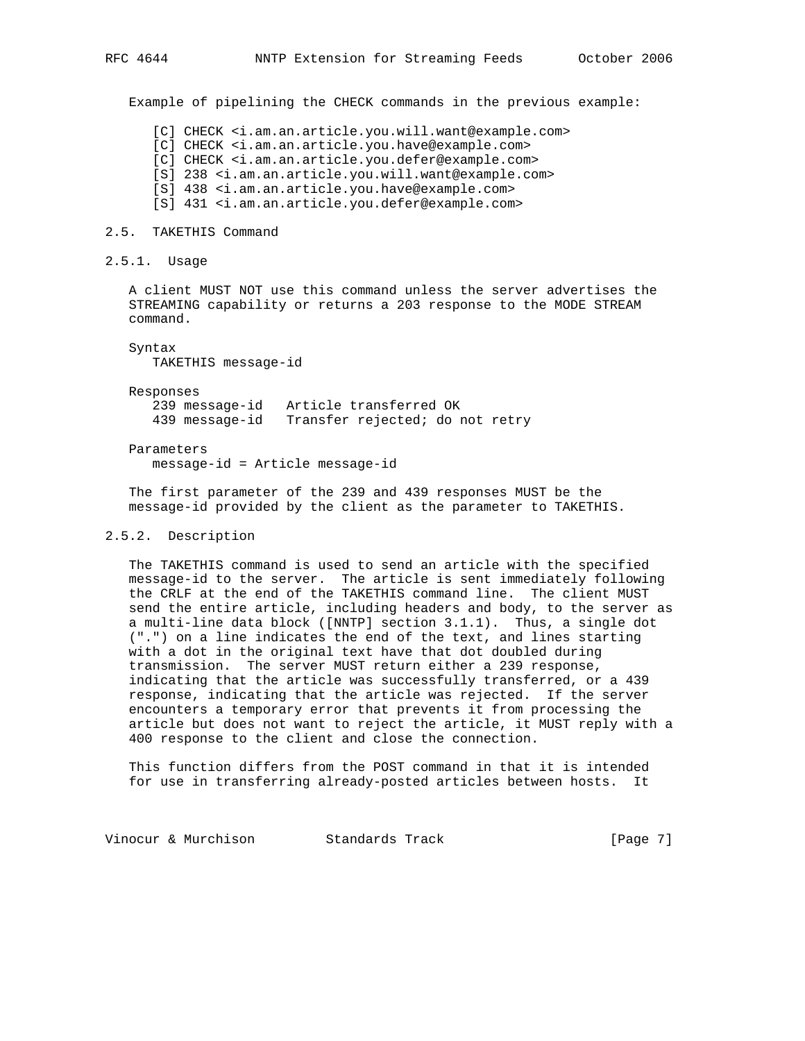Example of pipelining the CHECK commands in the previous example:

```
[C] CHECK <i.am.an.article.you.will.want@example.com>
[C] CHECK <i.am.an.article.you.have@example.com>
[C] CHECK <i.am.an.article.you.defer@example.com>
[S] 238 <i.am.an.article.you.will.want@example.com>
[S] 438 <i.am.an.article.you.have@example.com>
[S] 431 <i.am.an.article.you.defer@example.com>
```

## 2.5. TAKETHIS Command

### 2.5.1. Usage

A client MUST NOT use this command unless the server advertises the STREAMING capability or returns a 203 response to the MODE STREAM command.

```
Syntax
   TAKETHIS message-id

Responses
   239 message-id   Article transferred OK
   439 message-id   Transfer rejected; do not retry

Parameters
   message-id = Article message-id
```

The first parameter of the 239 and 439 responses MUST be the message-id provided by the client as the parameter to TAKETHIS.

### 2.5.2. Description

The TAKETHIS command is used to send an article with the specified message-id to the server. The article is sent immediately following the CRLF at the end of the TAKETHIS command line. The client MUST send the entire article, including headers and body, to the server as a multi-line data block ([NNTP] section 3.1.1). Thus, a single dot (".") on a line indicates the end of the text, and lines starting with a dot in the original text have that dot doubled during transmission. The server MUST return either a 239 response, indicating that the article was successfully transferred, or a 439 response, indicating that the article was rejected. If the server encounters a temporary error that prevents it from processing the article but does not want to reject the article, it MUST reply with a 400 response to the client and close the connection.

This function differs from the POST command in that it is intended for use in transferring already-posted articles between hosts. It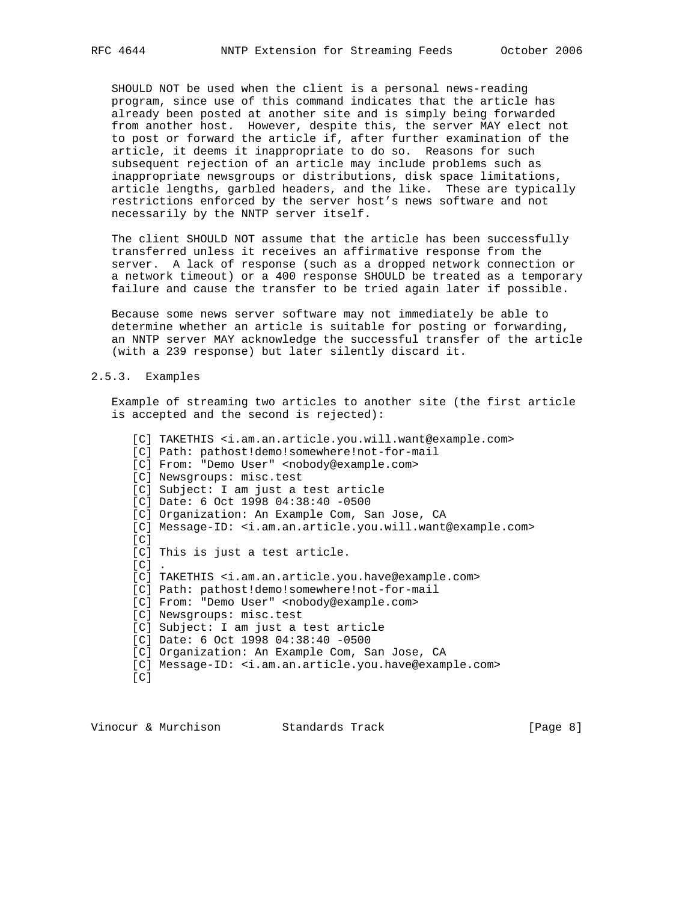SHOULD NOT be used when the client is a personal news-reading program, since use of this command indicates that the article has already been posted at another site and is simply being forwarded from another host. However, despite this, the server MAY elect not to post or forward the article if, after further examination of the article, it deems it inappropriate to do so. Reasons for such subsequent rejection of an article may include problems such as inappropriate newsgroups or distributions, disk space limitations, article lengths, garbled headers, and the like. These are typically restrictions enforced by the server host's news software and not necessarily by the NNTP server itself.

The client SHOULD NOT assume that the article has been successfully transferred unless it receives an affirmative response from the server. A lack of response (such as a dropped network connection or a network timeout) or a 400 response SHOULD be treated as a temporary failure and cause the transfer to be tried again later if possible.

Because some news server software may not immediately be able to determine whether an article is suitable for posting or forwarding, an NNTP server MAY acknowledge the successful transfer of the article (with a 239 response) but later silently discard it.

### 2.5.3. Examples

Example of streaming two articles to another site (the first article is accepted and the second is rejected):

```
[C] TAKETHIS <i.am.an.article.you.will.want@example.com>
[C] Path: pathost!demo!somewhere!not-for-mail
[C] From: "Demo User" <nobody@example.com>
[C] Newsgroups: misc.test
[C] Subject: I am just a test article
[C] Date: 6 Oct 1998 04:38:40 -0500
[C] Organization: An Example Com, San Jose, CA
[C] Message-ID: <i.am.an.article.you.will.want@example.com>
[C]
[C] This is just a test article.
[C] .
[C] TAKETHIS <i.am.an.article.you.have@example.com>
[C] Path: pathost!demo!somewhere!not-for-mail
[C] From: "Demo User" <nobody@example.com>
[C] Newsgroups: misc.test
[C] Subject: I am just a test article
[C] Date: 6 Oct 1998 04:38:40 -0500
[C] Organization: An Example Com, San Jose, CA
[C] Message-ID: <i.am.an.article.you.have@example.com>
[C]
```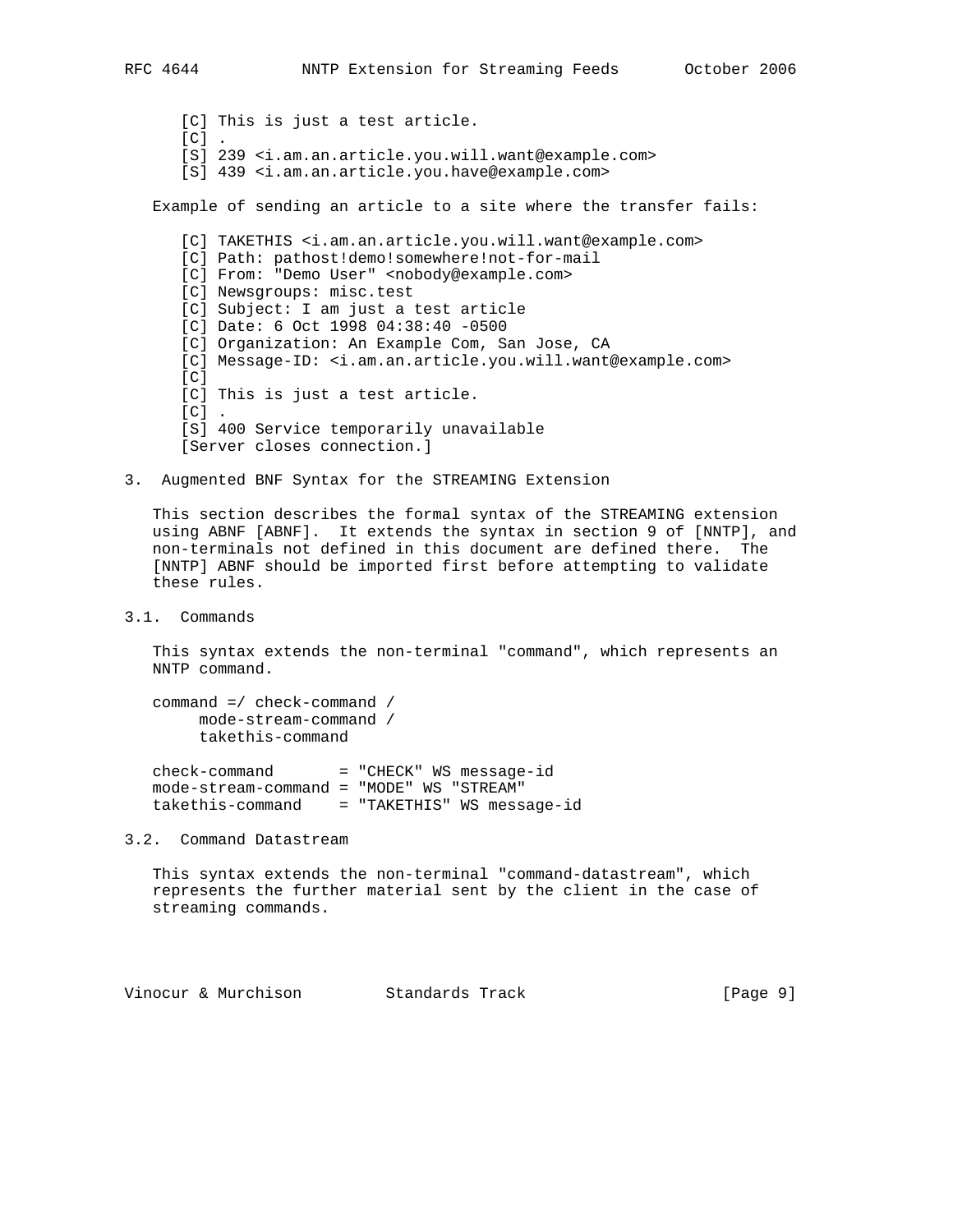```
[C] This is just a test article.
[C] .
[S] 239 <i.am.an.article.you.will.want@example.com>
[S] 439 <i.am.an.article.you.have@example.com>
```

Example of sending an article to a site where the transfer fails:

```
[C] TAKETHIS <i.am.an.article.you.will.want@example.com>
[C] Path: pathost!demo!somewhere!not-for-mail
[C] From: "Demo User" <nobody@example.com>
[C] Newsgroups: misc.test
[C] Subject: I am just a test article
[C] Date: 6 Oct 1998 04:38:40 -0500
[C] Organization: An Example Com, San Jose, CA
[C] Message-ID: <i.am.an.article.you.will.want@example.com>
[C]
[C] This is just a test article.
[C] .
[S] 400 Service temporarily unavailable
[Server closes connection.]
```

## 3. Augmented BNF Syntax for the STREAMING Extension

This section describes the formal syntax of the STREAMING extension using ABNF [ABNF]. It extends the syntax in section 9 of [NNTP], and non-terminals not defined in this document are defined there. The [NNTP] ABNF should be imported first before attempting to validate these rules.

### 3.1. Commands

This syntax extends the non-terminal "command", which represents an NNTP command.

```
command =/ check-command /
     mode-stream-command /
     takethis-command

check-command       = "CHECK" WS message-id
mode-stream-command = "MODE" WS "STREAM"
takethis-command    = "TAKETHIS" WS message-id
```

### 3.2. Command Datastream

This syntax extends the non-terminal "command-datastream", which represents the further material sent by the client in the case of streaming commands.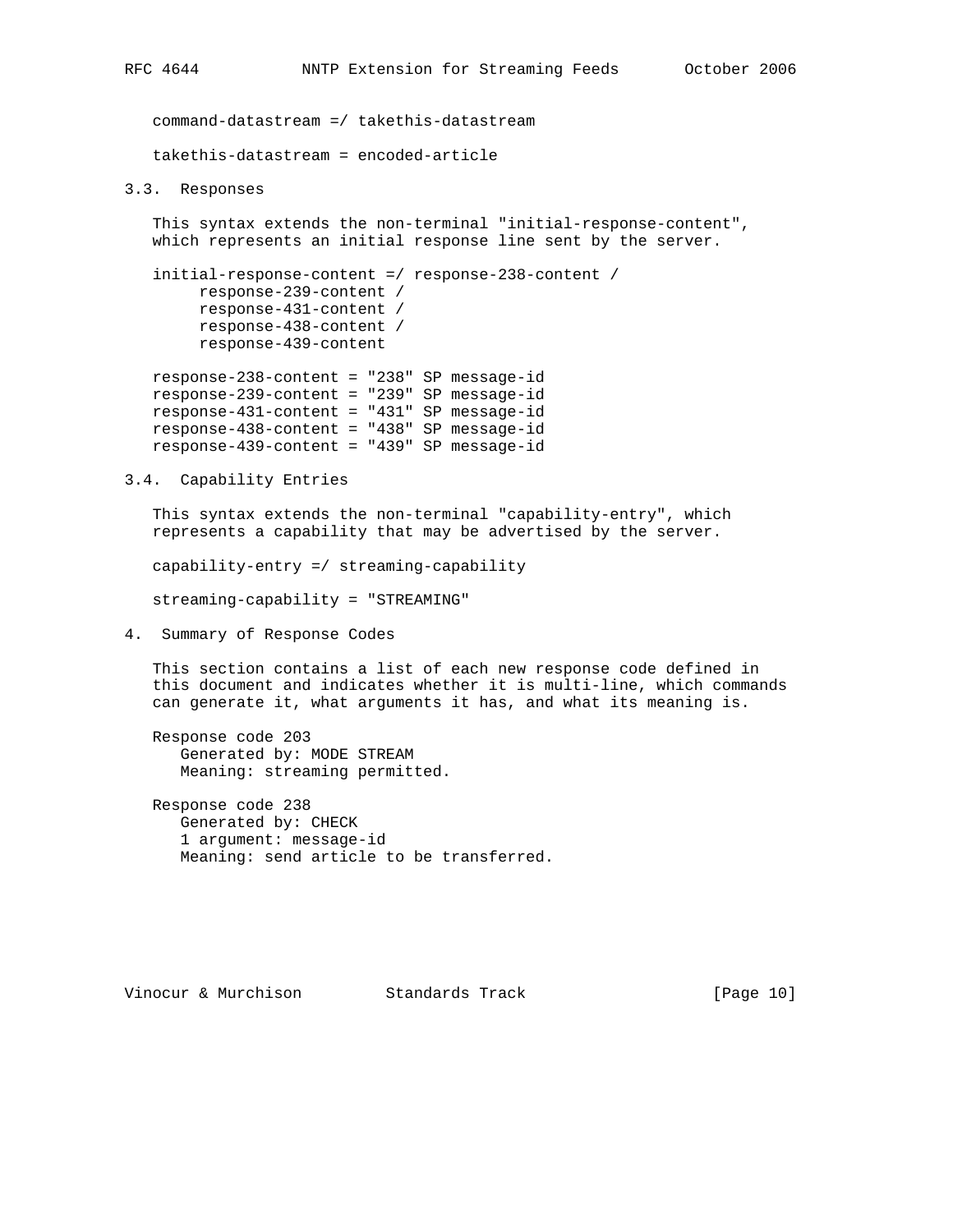```
command-datastream =/ takethis-datastream

takethis-datastream = encoded-article
```

### 3.3. Responses

This syntax extends the non-terminal "initial-response-content", which represents an initial response line sent by the server.

```
initial-response-content =/ response-238-content /
     response-239-content /
     response-431-content /
     response-438-content /
     response-439-content

response-238-content = "238" SP message-id
response-239-content = "239" SP message-id
response-431-content = "431" SP message-id
response-438-content = "438" SP message-id
response-439-content = "439" SP message-id
```

### 3.4. Capability Entries

This syntax extends the non-terminal "capability-entry", which represents a capability that may be advertised by the server.

```
capability-entry =/ streaming-capability

streaming-capability = "STREAMING"
```

## 4. Summary of Response Codes

This section contains a list of each new response code defined in this document and indicates whether it is multi-line, which commands can generate it, what arguments it has, and what its meaning is.

```
Response code 203
   Generated by: MODE STREAM
   Meaning: streaming permitted.

Response code 238
   Generated by: CHECK
   1 argument: message-id
   Meaning: send article to be transferred.
```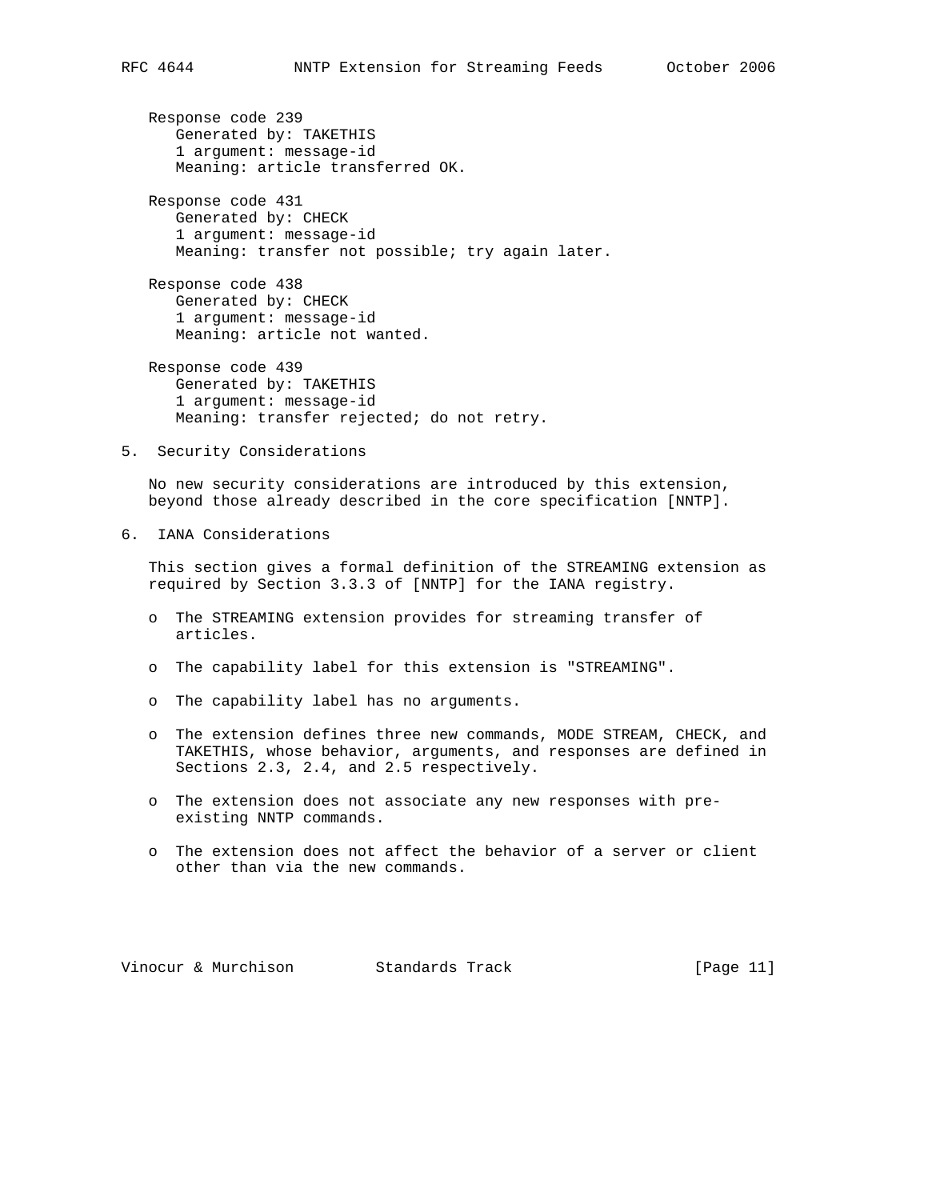Response code 239
   Generated by: TAKETHIS
   1 argument: message-id
   Meaning: article transferred OK.

Response code 431
   Generated by: CHECK
   1 argument: message-id
   Meaning: transfer not possible; try again later.

Response code 438
   Generated by: CHECK
   1 argument: message-id
   Meaning: article not wanted.

Response code 439
   Generated by: TAKETHIS
   1 argument: message-id
   Meaning: transfer rejected; do not retry.

## 5. Security Considerations

No new security considerations are introduced by this extension, beyond those already described in the core specification [NNTP].

## 6. IANA Considerations

This section gives a formal definition of the STREAMING extension as required by Section 3.3.3 of [NNTP] for the IANA registry.

- The STREAMING extension provides for streaming transfer of articles.
- The capability label for this extension is "STREAMING".
- The capability label has no arguments.
- The extension defines three new commands, MODE STREAM, CHECK, and TAKETHIS, whose behavior, arguments, and responses are defined in Sections 2.3, 2.4, and 2.5 respectively.
- The extension does not associate any new responses with pre-existing NNTP commands.
- The extension does not affect the behavior of a server or client other than via the new commands.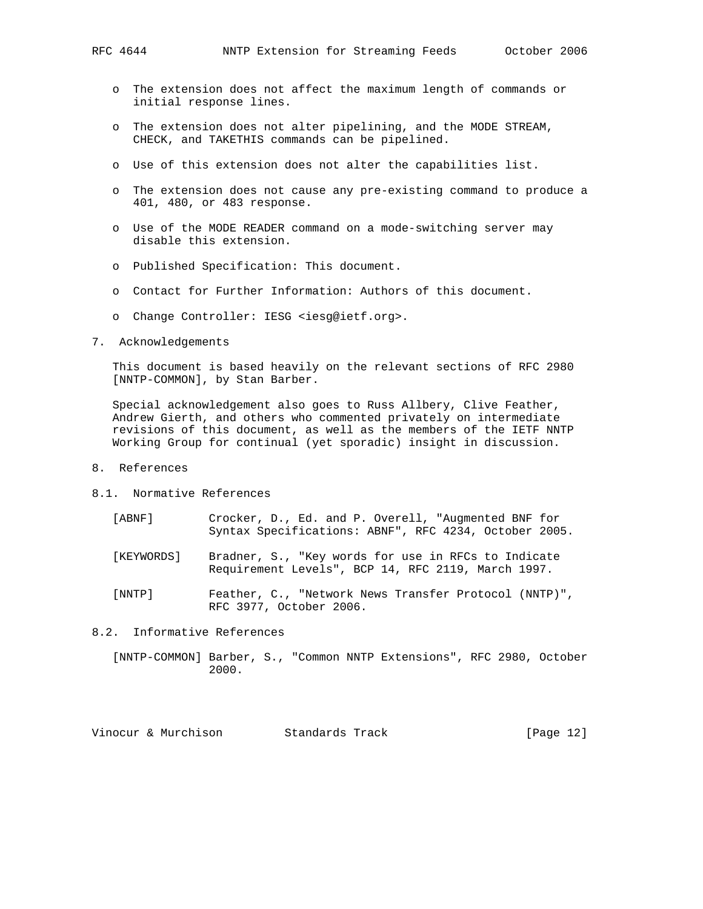- The extension does not affect the maximum length of commands or initial response lines.
- The extension does not alter pipelining, and the MODE STREAM, CHECK, and TAKETHIS commands can be pipelined.
- Use of this extension does not alter the capabilities list.
- The extension does not cause any pre-existing command to produce a 401, 480, or 483 response.
- Use of the MODE READER command on a mode-switching server may disable this extension.
- Published Specification: This document.
- Contact for Further Information: Authors of this document.
- Change Controller: IESG <iesg@ietf.org>.

## 7. Acknowledgements

This document is based heavily on the relevant sections of RFC 2980 [NNTP-COMMON], by Stan Barber.

Special acknowledgement also goes to Russ Allbery, Clive Feather, Andrew Gierth, and others who commented privately on intermediate revisions of this document, as well as the members of the IETF NNTP Working Group for continual (yet sporadic) insight in discussion.

## 8. References

### 8.1. Normative References

[ABNF] Crocker, D., Ed. and P. Overell, "Augmented BNF for Syntax Specifications: ABNF", RFC 4234, October 2005.

[KEYWORDS] Bradner, S., "Key words for use in RFCs to Indicate Requirement Levels", BCP 14, RFC 2119, March 1997.

[NNTP] Feather, C., "Network News Transfer Protocol (NNTP)", RFC 3977, October 2006.

### 8.2. Informative References

[NNTP-COMMON] Barber, S., "Common NNTP Extensions", RFC 2980, October 2000.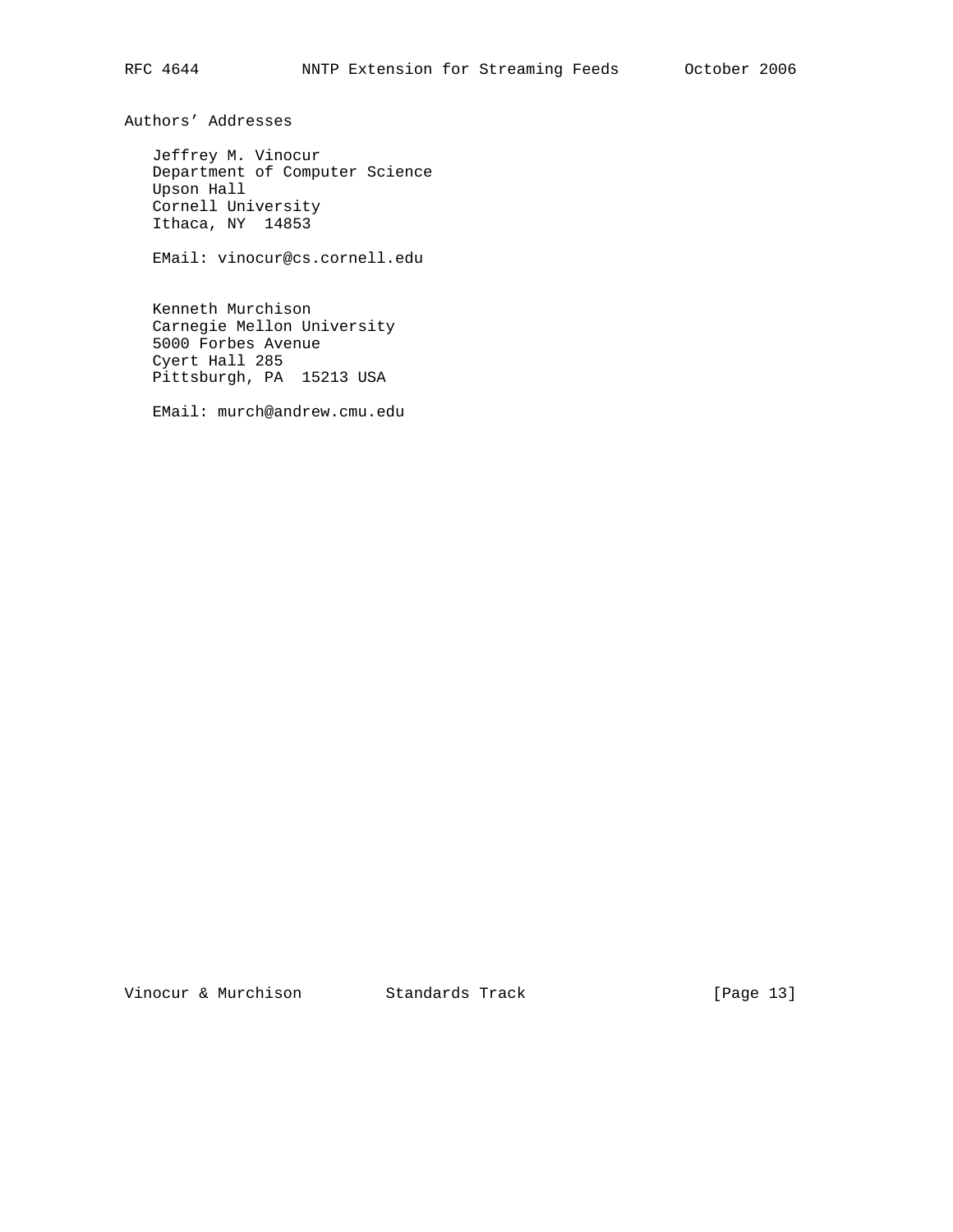## Authors' Addresses

Jeffrey M. Vinocur  
Department of Computer Science  
Upson Hall  
Cornell University  
Ithaca, NY  14853

EMail: vinocur@cs.cornell.edu

Kenneth Murchison  
Carnegie Mellon University  
5000 Forbes Avenue  
Cyert Hall 285  
Pittsburgh, PA  15213 USA

EMail: murch@andrew.cmu.edu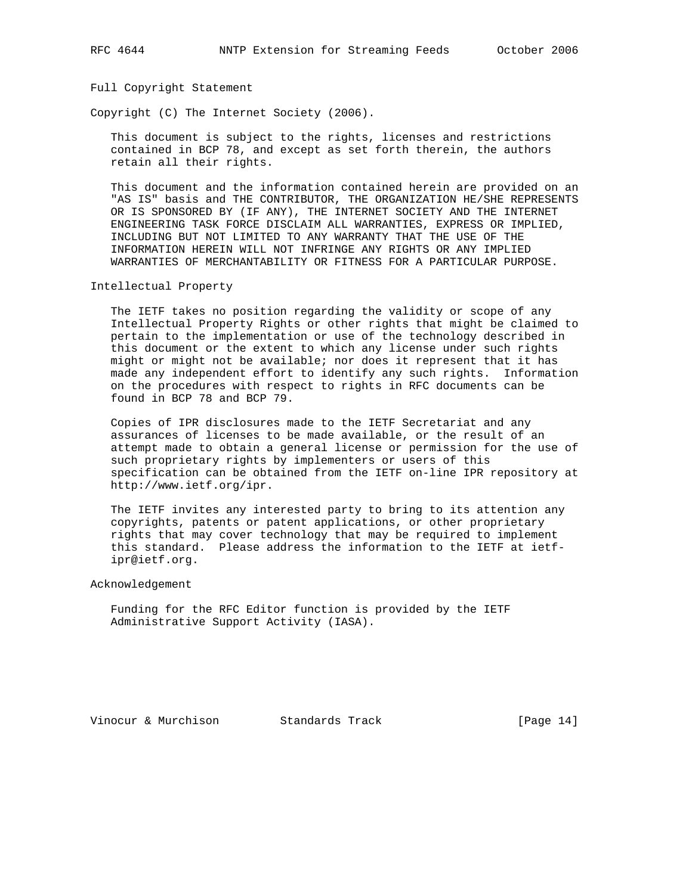## Full Copyright Statement

Copyright (C) The Internet Society (2006).

This document is subject to the rights, licenses and restrictions contained in BCP 78, and except as set forth therein, the authors retain all their rights.

This document and the information contained herein are provided on an "AS IS" basis and THE CONTRIBUTOR, THE ORGANIZATION HE/SHE REPRESENTS OR IS SPONSORED BY (IF ANY), THE INTERNET SOCIETY AND THE INTERNET ENGINEERING TASK FORCE DISCLAIM ALL WARRANTIES, EXPRESS OR IMPLIED, INCLUDING BUT NOT LIMITED TO ANY WARRANTY THAT THE USE OF THE INFORMATION HEREIN WILL NOT INFRINGE ANY RIGHTS OR ANY IMPLIED WARRANTIES OF MERCHANTABILITY OR FITNESS FOR A PARTICULAR PURPOSE.

## Intellectual Property

The IETF takes no position regarding the validity or scope of any Intellectual Property Rights or other rights that might be claimed to pertain to the implementation or use of the technology described in this document or the extent to which any license under such rights might or might not be available; nor does it represent that it has made any independent effort to identify any such rights. Information on the procedures with respect to rights in RFC documents can be found in BCP 78 and BCP 79.

Copies of IPR disclosures made to the IETF Secretariat and any assurances of licenses to be made available, or the result of an attempt made to obtain a general license or permission for the use of such proprietary rights by implementers or users of this specification can be obtained from the IETF on-line IPR repository at http://www.ietf.org/ipr.

The IETF invites any interested party to bring to its attention any copyrights, patents or patent applications, or other proprietary rights that may cover technology that may be required to implement this standard. Please address the information to the IETF at ietf-ipr@ietf.org.

## Acknowledgement

Funding for the RFC Editor function is provided by the IETF Administrative Support Activity (IASA).